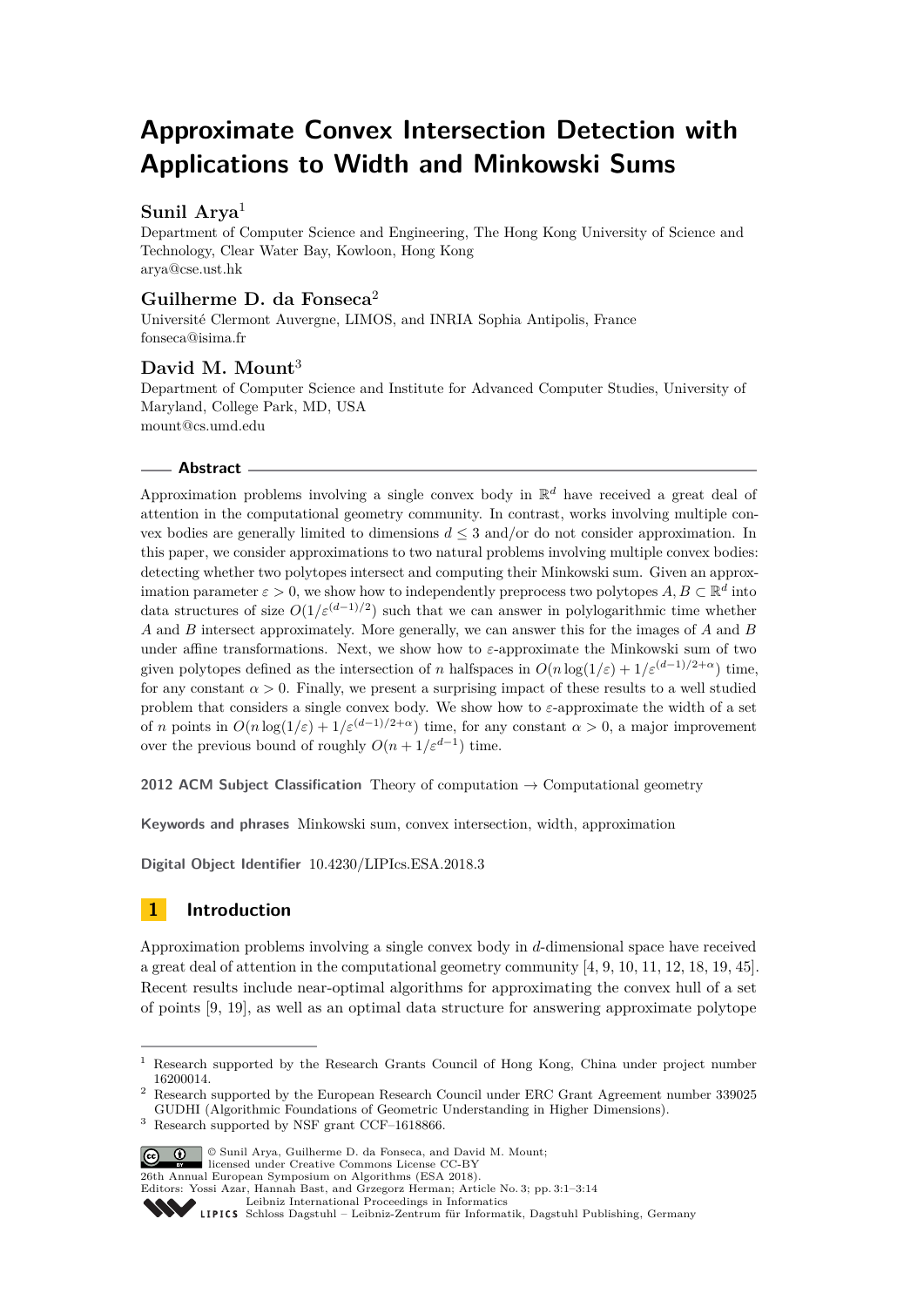# Approximate Convex Intersection Detection with Applications to Width and Minkowski Sums

**Sunil Arya**[1]

Department of Computer Science and Engineering, The Hong Kong University of Science and Technology, Clear Water Bay, Kowloon, Hong Kong
arya@cse.ust.hk

**Guilherme D. da Fonseca**[2]

Université Clermont Auvergne, LIMOS, and INRIA Sophia Antipolis, France
fonseca@isima.fr

**David M. Mount**[3]

Department of Computer Science and Institute for Advanced Computer Studies, University of Maryland, College Park, MD, USA
mount@cs.umd.edu

## Abstract

Approximation problems involving a single convex body in $\mathbb{R}^d$ have received a great deal of attention in the computational geometry community. In contrast, works involving multiple convex bodies are generally limited to dimensions $d \leq 3$ and/or do not consider approximation. In this paper, we consider approximations to two natural problems involving multiple convex bodies: detecting whether two polytopes intersect and computing their Minkowski sum. Given an approximation parameter $\varepsilon > 0$, we show how to independently preprocess two polytopes $A, B \subset \mathbb{R}^d$ into data structures of size $O(1/\varepsilon^{(d-1)/2})$ such that we can answer in polylogarithmic time whether $A$ and $B$ intersect approximately. More generally, we can answer this for the images of $A$ and $B$ under affine transformations. Next, we show how to $\varepsilon$-approximate the Minkowski sum of two given polytopes defined as the intersection of $n$ halfspaces in $O(n \log(1/\varepsilon) + 1/\varepsilon^{(d-1)/2+\alpha})$ time, for any constant $\alpha > 0$. Finally, we present a surprising impact of these results to a well studied problem that considers a single convex body. We show how to $\varepsilon$-approximate the width of a set of $n$ points in $O(n \log(1/\varepsilon) + 1/\varepsilon^{(d-1)/2+\alpha})$ time, for any constant $\alpha > 0$, a major improvement over the previous bound of roughly $O(n + 1/\varepsilon^{d-1})$ time.

**2012 ACM Subject Classification** Theory of computation → Computational geometry

**Keywords and phrases** Minkowski sum, convex intersection, width, approximation

**Digital Object Identifier** 10.4230/LIPIcs.ESA.2018.3

## 1 Introduction

Approximation problems involving a single convex body in $d$-dimensional space have received a great deal of attention in the computational geometry community [4, 9, 10, 11, 12, 18, 19, 45]. Recent results include near-optimal algorithms for approximating the convex hull of a set of points [9, 19], as well as an optimal data structure for answering approximate polytope

---

[1] Research supported by the Research Grants Council of Hong Kong, China under project number 16200014.

[2] Research supported by the European Research Council under ERC Grant Agreement number 339025 GUDHI (Algorithmic Foundations of Geometric Understanding in Higher Dimensions).

[3] Research supported by NSF grant CCF–1618866.

© Sunil Arya, Guilherme D. da Fonseca, and David M. Mount; licensed under Creative Commons License CC-BY
26th Annual European Symposium on Algorithms (ESA 2018).
Editors: Yossi Azar, Hannah Bast, and Grzegorz Herman; Article No. 3; pp. 3:1–3:14
Leibniz International Proceedings in Informatics
Schloss Dagstuhl – Leibniz-Zentrum für Informatik, Dagstuhl Publishing, Germany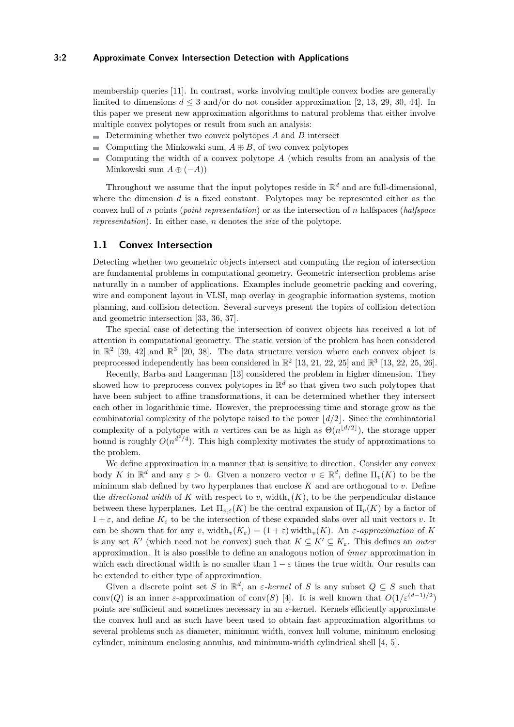membership queries [11]. In contrast, works involving multiple convex bodies are generally limited to dimensions $d \leq 3$ and/or do not consider approximation [2, 13, 29, 30, 44]. In this paper we present new approximation algorithms to natural problems that either involve multiple convex polytopes or result from such an analysis:

- Determining whether two convex polytopes $A$ and $B$ intersect
- Computing the Minkowski sum, $A \oplus B$, of two convex polytopes
- Computing the width of a convex polytope $A$ (which results from an analysis of the Minkowski sum $A \oplus (-A)$)

Throughout we assume that the input polytopes reside in $\mathbb{R}^d$ and are full-dimensional, where the dimension $d$ is a fixed constant. Polytopes may be represented either as the convex hull of $n$ points (*point representation*) or as the intersection of $n$ halfspaces (*halfspace representation*). In either case, $n$ denotes the *size* of the polytope.

## 1.1 Convex Intersection

Detecting whether two geometric objects intersect and computing the region of intersection are fundamental problems in computational geometry. Geometric intersection problems arise naturally in a number of applications. Examples include geometric packing and covering, wire and component layout in VLSI, map overlay in geographic information systems, motion planning, and collision detection. Several surveys present the topics of collision detection and geometric intersection [33, 36, 37].

The special case of detecting the intersection of convex objects has received a lot of attention in computational geometry. The static version of the problem has been considered in $\mathbb{R}^2$ [39, 42] and $\mathbb{R}^3$ [20, 38]. The data structure version where each convex object is preprocessed independently has been considered in $\mathbb{R}^2$ [13, 21, 22, 25] and $\mathbb{R}^3$ [13, 22, 25, 26].

Recently, Barba and Langerman [13] considered the problem in higher dimension. They showed how to preprocess convex polytopes in $\mathbb{R}^d$ so that given two such polytopes that have been subject to affine transformations, it can be determined whether they intersect each other in logarithmic time. However, the preprocessing time and storage grow as the combinatorial complexity of the polytope raised to the power $\lfloor d/2 \rfloor$. Since the combinatorial complexity of a polytope with $n$ vertices can be as high as $\Theta(n^{\lfloor d/2 \rfloor})$, the storage upper bound is roughly $O(n^{d^2/4})$. This high complexity motivates the study of approximations to the problem.

We define approximation in a manner that is sensitive to direction. Consider any convex body $K$ in $\mathbb{R}^d$ and any $\varepsilon > 0$. Given a nonzero vector $v \in \mathbb{R}^d$, define $\Pi_v(K)$ to be the minimum slab defined by two hyperplanes that enclose $K$ and are orthogonal to $v$. Define the *directional width* of $K$ with respect to $v$, $\mathrm{width}_v(K)$, to be the perpendicular distance between these hyperplanes. Let $\Pi_{v,\varepsilon}(K)$ be the central expansion of $\Pi_v(K)$ by a factor of $1 + \varepsilon$, and define $K_\varepsilon$ to be the intersection of these expanded slabs over all unit vectors $v$. It can be shown that for any $v$, $\mathrm{width}_v(K_\varepsilon) = (1 + \varepsilon)\,\mathrm{width}_v(K)$. An *$\varepsilon$-approximation* of $K$ is any set $K'$ (which need not be convex) such that $K \subseteq K' \subseteq K_\varepsilon$. This defines an *outer* approximation. It is also possible to define an analogous notion of *inner* approximation in which each directional width is no smaller than $1 - \varepsilon$ times the true width. Our results can be extended to either type of approximation.

Given a discrete point set $S$ in $\mathbb{R}^d$, an *$\varepsilon$-kernel* of $S$ is any subset $Q \subseteq S$ such that $\mathrm{conv}(Q)$ is an inner $\varepsilon$-approximation of $\mathrm{conv}(S)$ [4]. It is well known that $O(1/\varepsilon^{(d-1)/2})$ points are sufficient and sometimes necessary in an $\varepsilon$-kernel. Kernels efficiently approximate the convex hull and as such have been used to obtain fast approximation algorithms to several problems such as diameter, minimum width, convex hull volume, minimum enclosing cylinder, minimum enclosing annulus, and minimum-width cylindrical shell [4, 5].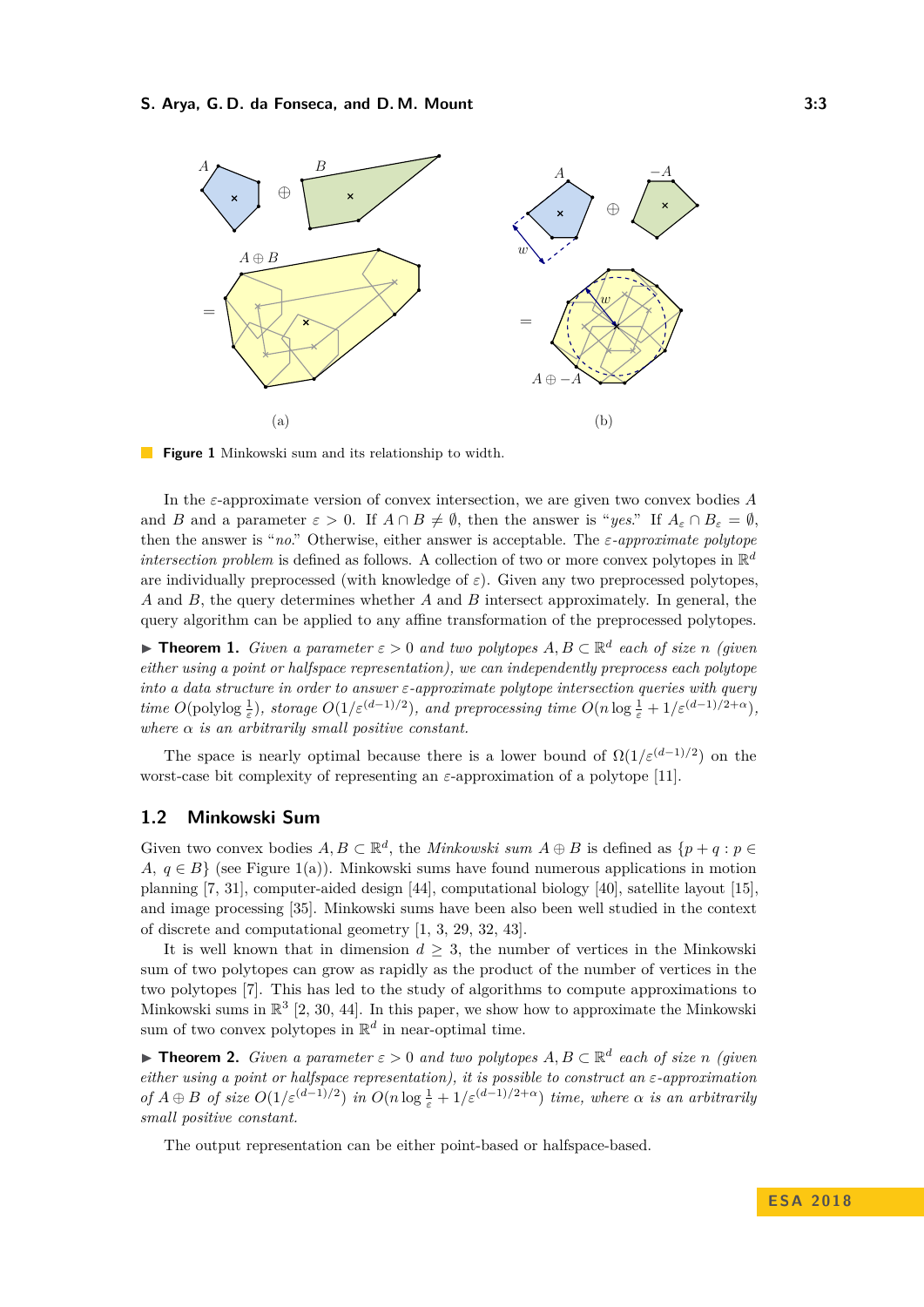A

B

$\oplus$

$A \oplus B$

=

(a)

A

$-A$

$\oplus$

$w$

$w$

=

$A \oplus -A$

(b)

**Figure 1** Minkowski sum and its relationship to width.

In the $\varepsilon$-approximate version of convex intersection, we are given two convex bodies $A$ and $B$ and a parameter $\varepsilon > 0$. If $A \cap B \neq \emptyset$, then the answer is "*yes*." If $A_\varepsilon \cap B_\varepsilon = \emptyset$, then the answer is "*no*." Otherwise, either answer is acceptable. The *$\varepsilon$-approximate polytope intersection problem* is defined as follows. A collection of two or more convex polytopes in $\mathbb{R}^d$ are individually preprocessed (with knowledge of $\varepsilon$). Given any two preprocessed polytopes, $A$ and $B$, the query determines whether $A$ and $B$ intersect approximately. In general, the query algorithm can be applied to any affine transformation of the preprocessed polytopes.

▶ **Theorem 1.** *Given a parameter $\varepsilon > 0$ and two polytopes $A, B \subset \mathbb{R}^d$ each of size $n$ (given either using a point or halfspace representation), we can independently preprocess each polytope into a data structure in order to answer $\varepsilon$-approximate polytope intersection queries with query time $O(\text{polylog} \frac{1}{\varepsilon})$, storage $O(1/\varepsilon^{(d-1)/2})$, and preprocessing time $O(n \log \frac{1}{\varepsilon} + 1/\varepsilon^{(d-1)/2+\alpha})$, where $\alpha$ is an arbitrarily small positive constant.*

The space is nearly optimal because there is a lower bound of $\Omega(1/\varepsilon^{(d-1)/2})$ on the worst-case bit complexity of representing an $\varepsilon$-approximation of a polytope [11].

## 1.2 Minkowski Sum

Given two convex bodies $A, B \subset \mathbb{R}^d$, the *Minkowski sum* $A \oplus B$ is defined as $\{p + q : p \in A,\ q \in B\}$ (see Figure 1(a)). Minkowski sums have found numerous applications in motion planning [7, 31], computer-aided design [44], computational biology [40], satellite layout [15], and image processing [35]. Minkowski sums have been also well studied in the context of discrete and computational geometry [1, 3, 29, 32, 43].

It is well known that in dimension $d \geq 3$, the number of vertices in the Minkowski sum of two polytopes can grow as rapidly as the product of the number of vertices in the two polytopes [7]. This has led to the study of algorithms to compute approximations to Minkowski sums in $\mathbb{R}^3$ [2, 30, 44]. In this paper, we show how to approximate the Minkowski sum of two convex polytopes in $\mathbb{R}^d$ in near-optimal time.

▶ **Theorem 2.** *Given a parameter $\varepsilon > 0$ and two polytopes $A, B \subset \mathbb{R}^d$ each of size $n$ (given either using a point or halfspace representation), it is possible to construct an $\varepsilon$-approximation of $A \oplus B$ of size $O(1/\varepsilon^{(d-1)/2})$ in $O(n \log \frac{1}{\varepsilon} + 1/\varepsilon^{(d-1)/2+\alpha})$ time, where $\alpha$ is an arbitrarily small positive constant.*

The output representation can be either point-based or halfspace-based.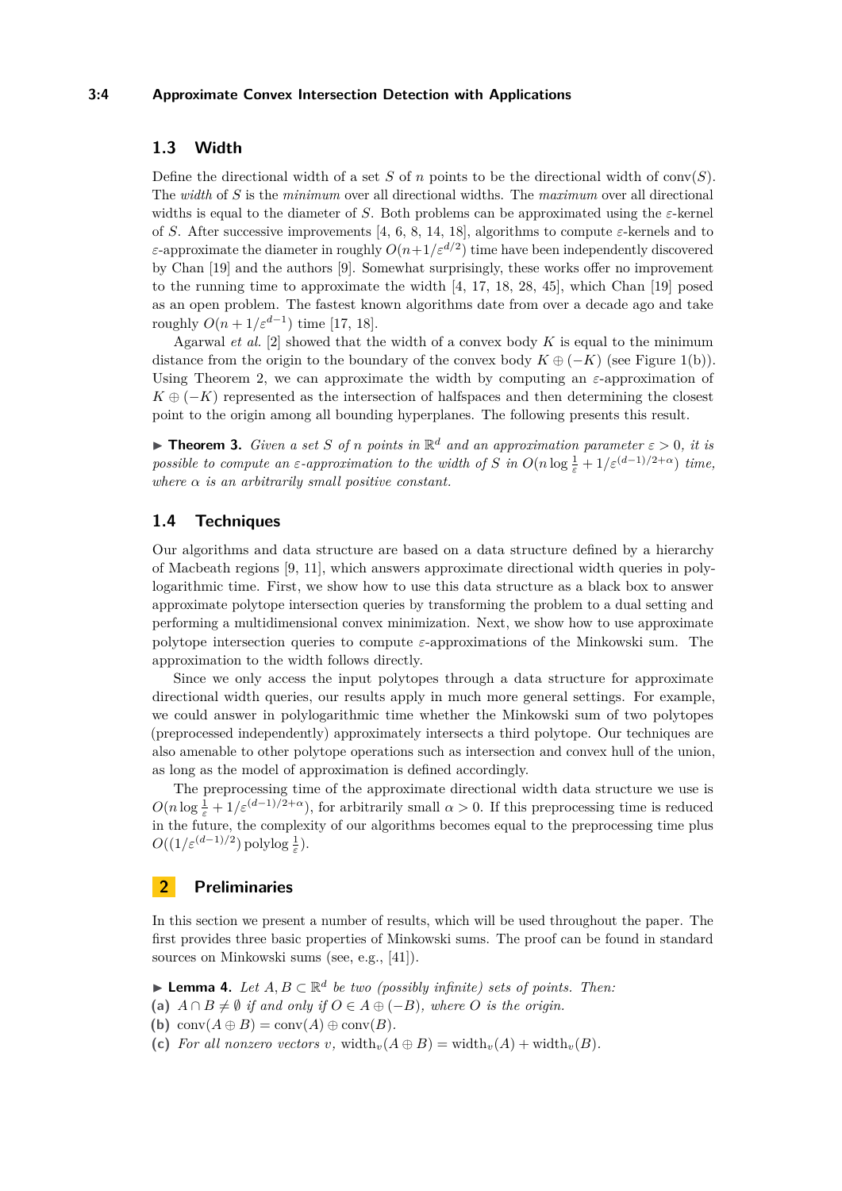## 1.3 Width

Define the directional width of a set $S$ of $n$ points to be the directional width of $\text{conv}(S)$. The *width* of $S$ is the *minimum* over all directional widths. The *maximum* over all directional widths is equal to the diameter of $S$. Both problems can be approximated using the $\varepsilon$-kernel of $S$. After successive improvements [4, 6, 8, 14, 18], algorithms to compute $\varepsilon$-kernels and to $\varepsilon$-approximate the diameter in roughly $O(n+1/\varepsilon^{d/2})$ time have been independently discovered by Chan [19] and the authors [9]. Somewhat surprisingly, these works offer no improvement to the running time to approximate the width [4, 17, 18, 28, 45], which Chan [19] posed as an open problem. The fastest known algorithms date from over a decade ago and take roughly $O(n+1/\varepsilon^{d-1})$ time [17, 18].

Agarwal *et al.* [2] showed that the width of a convex body $K$ is equal to the minimum distance from the origin to the boundary of the convex body $K \oplus (-K)$ (see Figure 1(b)). Using Theorem 2, we can approximate the width by computing an $\varepsilon$-approximation of $K \oplus (-K)$ represented as the intersection of halfspaces and then determining the closest point to the origin among all bounding hyperplanes. The following presents this result.

▶ **Theorem 3.** *Given a set $S$ of $n$ points in $\mathbb{R}^d$ and an approximation parameter $\varepsilon > 0$, it is possible to compute an $\varepsilon$-approximation to the width of $S$ in $O(n \log \frac{1}{\varepsilon} + 1/\varepsilon^{(d-1)/2+\alpha})$ time, where $\alpha$ is an arbitrarily small positive constant.*

## 1.4 Techniques

Our algorithms and data structure are based on a data structure defined by a hierarchy of Macbeath regions [9, 11], which answers approximate directional width queries in polylogarithmic time. First, we show how to use this data structure as a black box to answer approximate polytope intersection queries by transforming the problem to a dual setting and performing a multidimensional convex minimization. Next, we show how to use approximate polytope intersection queries to compute $\varepsilon$-approximations of the Minkowski sum. The approximation to the width follows directly.

Since we only access the input polytopes through a data structure for approximate directional width queries, our results apply in much more general settings. For example, we could answer in polylogarithmic time whether the Minkowski sum of two polytopes (preprocessed independently) approximately intersects a third polytope. Our techniques are also amenable to other polytope operations such as intersection and convex hull of the union, as long as the model of approximation is defined accordingly.

The preprocessing time of the approximate directional width data structure we use is $O(n \log \frac{1}{\varepsilon} + 1/\varepsilon^{(d-1)/2+\alpha})$, for arbitrarily small $\alpha > 0$. If this preprocessing time is reduced in the future, the complexity of our algorithms becomes equal to the preprocessing time plus $O((1/\varepsilon^{(d-1)/2}) \operatorname{polylog} \frac{1}{\varepsilon})$.

# 2 Preliminaries

In this section we present a number of results, which will be used throughout the paper. The first provides three basic properties of Minkowski sums. The proof can be found in standard sources on Minkowski sums (see, e.g., [41]).

▶ **Lemma 4.** *Let $A, B \subset \mathbb{R}^d$ be two (possibly infinite) sets of points. Then:*

**(a)** *$A \cap B \neq \emptyset$ if and only if $O \in A \oplus (-B)$, where $O$ is the origin.*

**(b)** $\text{conv}(A \oplus B) = \text{conv}(A) \oplus \text{conv}(B)$.

**(c)** *For all nonzero vectors $v$, $\text{width}_v(A \oplus B) = \text{width}_v(A) + \text{width}_v(B)$.*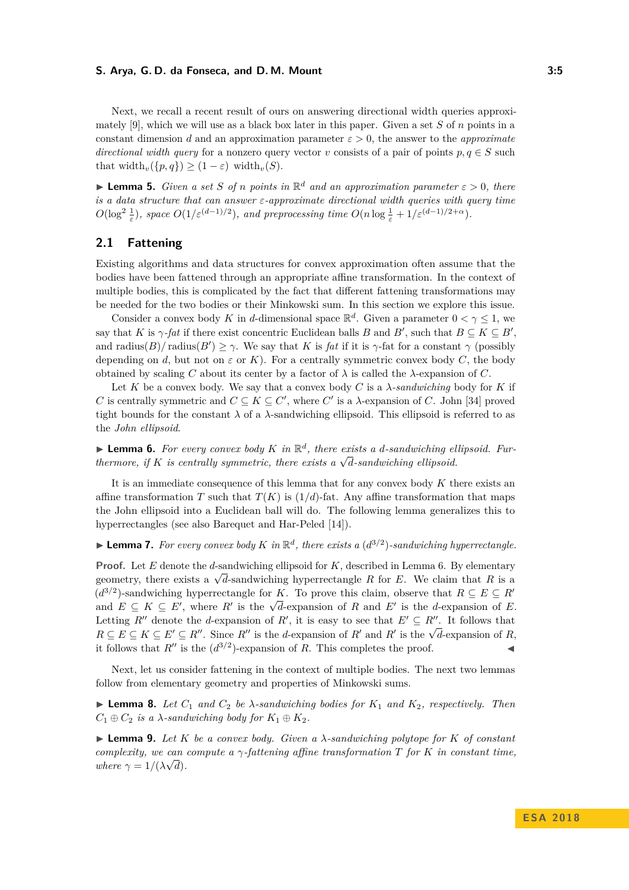Next, we recall a recent result of ours on answering directional width queries approximately [9], which we will use as a black box later in this paper. Given a set $S$ of $n$ points in a constant dimension $d$ and an approximation parameter $\varepsilon > 0$, the answer to the *approximate directional width query* for a nonzero query vector $v$ consists of a pair of points $p, q \in S$ such that $\mathrm{width}_v(\{p, q\}) \geq (1 - \varepsilon)\ \mathrm{width}_v(S)$.

▶ **Lemma 5.** *Given a set $S$ of $n$ points in $\mathbb{R}^d$ and an approximation parameter $\varepsilon > 0$, there is a data structure that can answer $\varepsilon$-approximate directional width queries with query time $O(\log^2 \frac{1}{\varepsilon})$, space $O(1/\varepsilon^{(d-1)/2})$, and preprocessing time $O(n \log \frac{1}{\varepsilon} + 1/\varepsilon^{(d-1)/2+\alpha})$.*

## 2.1 Fattening

Existing algorithms and data structures for convex approximation often assume that the bodies have been fattened through an appropriate affine transformation. In the context of multiple bodies, this is complicated by the fact that different fattening transformations may be needed for the two bodies or their Minkowski sum. In this section we explore this issue.

Consider a convex body $K$ in $d$-dimensional space $\mathbb{R}^d$. Given a parameter $0 < \gamma \leq 1$, we say that $K$ is *$\gamma$-fat* if there exist concentric Euclidean balls $B$ and $B'$, such that $B \subseteq K \subseteq B'$, and $\mathrm{radius}(B)/\mathrm{radius}(B') \geq \gamma$. We say that $K$ is *fat* if it is $\gamma$-fat for a constant $\gamma$ (possibly depending on $d$, but not on $\varepsilon$ or $K$). For a centrally symmetric convex body $C$, the body obtained by scaling $C$ about its center by a factor of $\lambda$ is called the $\lambda$-expansion of $C$.

Let $K$ be a convex body. We say that a convex body $C$ is a *$\lambda$-sandwiching* body for $K$ if $C$ is centrally symmetric and $C \subseteq K \subseteq C'$, where $C'$ is a $\lambda$-expansion of $C$. John [34] proved tight bounds for the constant $\lambda$ of a $\lambda$-sandwiching ellipsoid. This ellipsoid is referred to as the *John ellipsoid*.

▶ **Lemma 6.** *For every convex body $K$ in $\mathbb{R}^d$, there exists a $d$-sandwiching ellipsoid. Furthermore, if $K$ is centrally symmetric, there exists a $\sqrt{d}$-sandwiching ellipsoid.*

It is an immediate consequence of this lemma that for any convex body $K$ there exists an affine transformation $T$ such that $T(K)$ is $(1/d)$-fat. Any affine transformation that maps the John ellipsoid into a Euclidean ball will do. The following lemma generalizes this to hyperrectangles (see also Barequet and Har-Peled [14]).

▶ **Lemma 7.** *For every convex body $K$ in $\mathbb{R}^d$, there exists a $(d^{3/2})$-sandwiching hyperrectangle.*

**Proof.** Let $E$ denote the $d$-sandwiching ellipsoid for $K$, described in Lemma 6. By elementary geometry, there exists a $\sqrt{d}$-sandwiching hyperrectangle $R$ for $E$. We claim that $R$ is a $(d^{3/2})$-sandwiching hyperrectangle for $K$. To prove this claim, observe that $R \subseteq E \subseteq R'$ and $E \subseteq K \subseteq E'$, where $R'$ is the $\sqrt{d}$-expansion of $R$ and $E'$ is the $d$-expansion of $E$. Letting $R''$ denote the $d$-expansion of $R'$, it is easy to see that $E' \subseteq R''$. It follows that $R \subseteq E \subseteq K \subseteq E' \subseteq R''$. Since $R''$ is the $d$-expansion of $R'$ and $R'$ is the $\sqrt{d}$-expansion of $R$, it follows that $R''$ is the $(d^{3/2})$-expansion of $R$. This completes the proof. ◀

Next, let us consider fattening in the context of multiple bodies. The next two lemmas follow from elementary geometry and properties of Minkowski sums.

▶ **Lemma 8.** *Let $C_1$ and $C_2$ be $\lambda$-sandwiching bodies for $K_1$ and $K_2$, respectively. Then $C_1 \oplus C_2$ is a $\lambda$-sandwiching body for $K_1 \oplus K_2$.*

▶ **Lemma 9.** *Let $K$ be a convex body. Given a $\lambda$-sandwiching polytope for $K$ of constant complexity, we can compute a $\gamma$-fattening affine transformation $T$ for $K$ in constant time, where $\gamma = 1/(\lambda\sqrt{d})$.*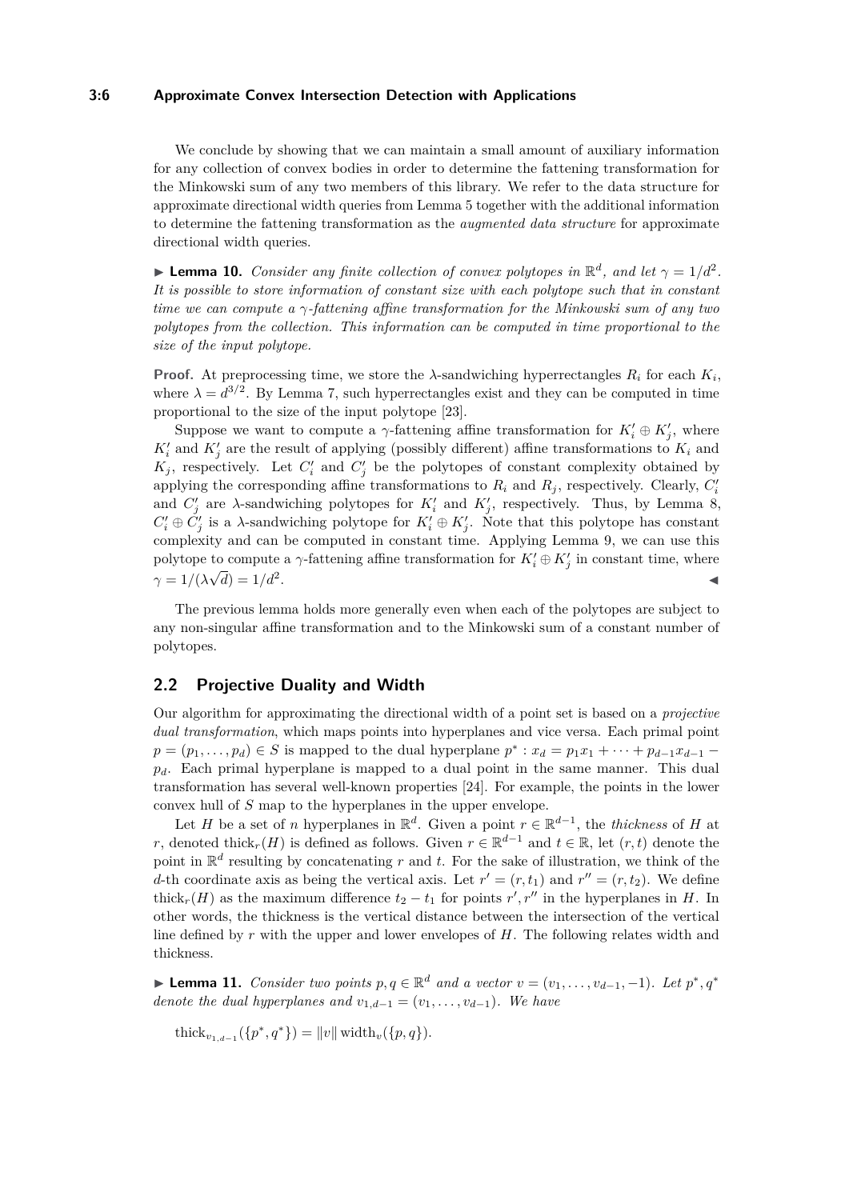We conclude by showing that we can maintain a small amount of auxiliary information for any collection of convex bodies in order to determine the fattening transformation for the Minkowski sum of any two members of this library. We refer to the data structure for approximate directional width queries from Lemma 5 together with the additional information to determine the fattening transformation as the *augmented data structure* for approximate directional width queries.

▶ **Lemma 10.** *Consider any finite collection of convex polytopes in $\mathbb{R}^d$, and let $\gamma = 1/d^2$. It is possible to store information of constant size with each polytope such that in constant time we can compute a $\gamma$-fattening affine transformation for the Minkowski sum of any two polytopes from the collection. This information can be computed in time proportional to the size of the input polytope.*

**Proof.** At preprocessing time, we store the $\lambda$-sandwiching hyperrectangles $R_i$ for each $K_i$, where $\lambda = d^{3/2}$. By Lemma 7, such hyperrectangles exist and they can be computed in time proportional to the size of the input polytope [23].

Suppose we want to compute a $\gamma$-fattening affine transformation for $K'_i \oplus K'_j$, where $K'_i$ and $K'_j$ are the result of applying (possibly different) affine transformations to $K_i$ and $K_j$, respectively. Let $C'_i$ and $C'_j$ be the polytopes of constant complexity obtained by applying the corresponding affine transformations to $R_i$ and $R_j$, respectively. Clearly, $C'_i$ and $C'_j$ are $\lambda$-sandwiching polytopes for $K'_i$ and $K'_j$, respectively. Thus, by Lemma 8, $C'_i \oplus C'_j$ is a $\lambda$-sandwiching polytope for $K'_i \oplus K'_j$. Note that this polytope has constant complexity and can be computed in constant time. Applying Lemma 9, we can use this polytope to compute a $\gamma$-fattening affine transformation for $K'_i \oplus K'_j$ in constant time, where $\gamma = 1/(\lambda\sqrt{d}) = 1/d^2$. ◀

The previous lemma holds more generally even when each of the polytopes are subject to any non-singular affine transformation and to the Minkowski sum of a constant number of polytopes.

## 2.2 Projective Duality and Width

Our algorithm for approximating the directional width of a point set is based on a *projective dual transformation*, which maps points into hyperplanes and vice versa. Each primal point $p = (p_1, \ldots, p_d) \in S$ is mapped to the dual hyperplane $p^* : x_d = p_1 x_1 + \cdots + p_{d-1} x_{d-1} - p_d$. Each primal hyperplane is mapped to a dual point in the same manner. This dual transformation has several well-known properties [24]. For example, the points in the lower convex hull of $S$ map to the hyperplanes in the upper envelope.

Let $H$ be a set of $n$ hyperplanes in $\mathbb{R}^d$. Given a point $r \in \mathbb{R}^{d-1}$, the *thickness* of $H$ at $r$, denoted $\mathrm{thick}_r(H)$ is defined as follows. Given $r \in \mathbb{R}^{d-1}$ and $t \in \mathbb{R}$, let $(r, t)$ denote the point in $\mathbb{R}^d$ resulting by concatenating $r$ and $t$. For the sake of illustration, we think of the $d$-th coordinate axis as being the vertical axis. Let $r' = (r, t_1)$ and $r'' = (r, t_2)$. We define $\mathrm{thick}_r(H)$ as the maximum difference $t_2 - t_1$ for points $r', r''$ in the hyperplanes in $H$. In other words, the thickness is the vertical distance between the intersection of the vertical line defined by $r$ with the upper and lower envelopes of $H$. The following relates width and thickness.

▶ **Lemma 11.** *Consider two points $p, q \in \mathbb{R}^d$ and a vector $v = (v_1, \ldots, v_{d-1}, -1)$. Let $p^*, q^*$ denote the dual hyperplanes and $v_{1,d-1} = (v_1, \ldots, v_{d-1})$. We have*

$$\mathrm{thick}_{v_{1,d-1}}(\{p^*, q^*\}) = \|v\| \, \mathrm{width}_v(\{p, q\}).$$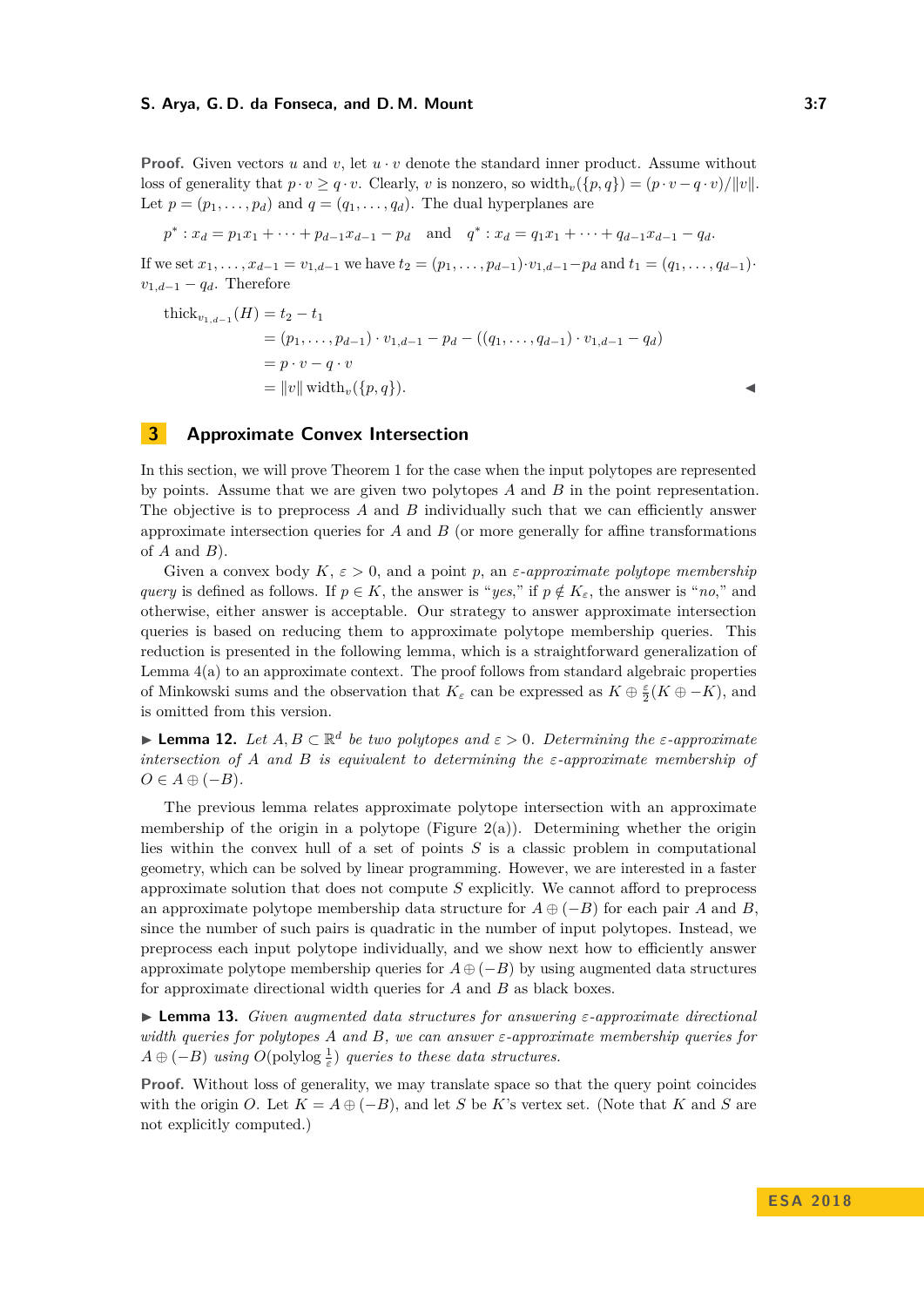**Proof.** Given vectors $u$ and $v$, let $u \cdot v$ denote the standard inner product. Assume without loss of generality that $p \cdot v \geq q \cdot v$. Clearly, $v$ is nonzero, so $\mathrm{width}_v(\{p, q\}) = (p \cdot v - q \cdot v)/\|v\|$. Let $p = (p_1, \dots, p_d)$ and $q = (q_1, \dots, q_d)$. The dual hyperplanes are

$$p^* : x_d = p_1 x_1 + \cdots + p_{d-1} x_{d-1} - p_d \quad \text{and} \quad q^* : x_d = q_1 x_1 + \cdots + q_{d-1} x_{d-1} - q_d.$$

If we set $x_1, \dots, x_{d-1} = v_{1,d-1}$ we have $t_2 = (p_1, \dots, p_{d-1}) \cdot v_{1,d-1} - p_d$ and $t_1 = (q_1, \dots, q_{d-1}) \cdot v_{1,d-1} - q_d$. Therefore

$$\begin{aligned}
\mathrm{thick}_{v_{1,d-1}}(H) &= t_2 - t_1 \\
&= (p_1, \dots, p_{d-1}) \cdot v_{1,d-1} - p_d - ((q_1, \dots, q_{d-1}) \cdot v_{1,d-1} - q_d) \\
&= p \cdot v - q \cdot v \\
&= \|v\| \, \mathrm{width}_v(\{p, q\}).
\end{aligned}$$

◀

## 3 Approximate Convex Intersection

In this section, we will prove Theorem 1 for the case when the input polytopes are represented by points. Assume that we are given two polytopes $A$ and $B$ in the point representation. The objective is to preprocess $A$ and $B$ individually such that we can efficiently answer approximate intersection queries for $A$ and $B$ (or more generally for affine transformations of $A$ and $B$).

Given a convex body $K$, $\varepsilon > 0$, and a point $p$, an *$\varepsilon$-approximate polytope membership query* is defined as follows. If $p \in K$, the answer is "*yes*," if $p \notin K_\varepsilon$, the answer is "*no*," and otherwise, either answer is acceptable. Our strategy to answer approximate intersection queries is based on reducing them to approximate polytope membership queries. This reduction is presented in the following lemma, which is a straightforward generalization of Lemma 4(a) to an approximate context. The proof follows from standard algebraic properties of Minkowski sums and the observation that $K_\varepsilon$ can be expressed as $K \oplus \frac{\varepsilon}{2}(K \oplus -K)$, and is omitted from this version.

▶ **Lemma 12.** *Let $A, B \subset \mathbb{R}^d$ be two polytopes and $\varepsilon > 0$. Determining the $\varepsilon$-approximate intersection of $A$ and $B$ is equivalent to determining the $\varepsilon$-approximate membership of $O \in A \oplus (-B)$.*

The previous lemma relates approximate polytope intersection with an approximate membership of the origin in a polytope (Figure 2(a)). Determining whether the origin lies within the convex hull of a set of points $S$ is a classic problem in computational geometry, which can be solved by linear programming. However, we are interested in a faster approximate solution that does not compute $S$ explicitly. We cannot afford to preprocess an approximate polytope membership data structure for $A \oplus (-B)$ for each pair $A$ and $B$, since the number of such pairs is quadratic in the number of input polytopes. Instead, we preprocess each input polytope individually, and we show next how to efficiently answer approximate polytope membership queries for $A \oplus (-B)$ by using augmented data structures for approximate directional width queries for $A$ and $B$ as black boxes.

▶ **Lemma 13.** *Given augmented data structures for answering $\varepsilon$-approximate directional width queries for polytopes $A$ and $B$, we can answer $\varepsilon$-approximate membership queries for $A \oplus (-B)$ using $O(\mathrm{polylog} \frac{1}{\varepsilon})$ queries to these data structures.*

**Proof.** Without loss of generality, we may translate space so that the query point coincides with the origin $O$. Let $K = A \oplus (-B)$, and let $S$ be $K$'s vertex set. (Note that $K$ and $S$ are not explicitly computed.)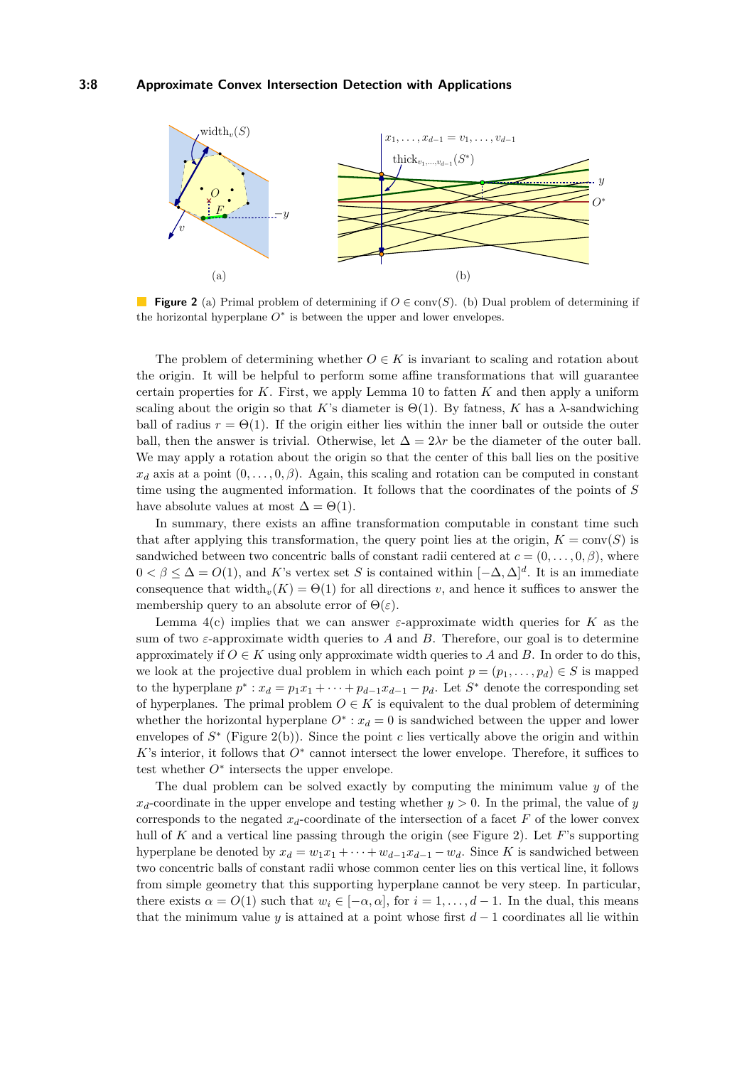width$_v(S)$

$O$

$F$

$-y$

$v$

(a)

$x_1, \ldots, x_{d-1} = v_1, \ldots, v_{d-1}$

thick$_{v_1,\ldots,v_{d-1}}(S^*)$

$y$

$O^*$

(b)

**Figure 2** (a) Primal problem of determining if $O \in \text{conv}(S)$. (b) Dual problem of determining if the horizontal hyperplane $O^*$ is between the upper and lower envelopes.

The problem of determining whether $O \in K$ is invariant to scaling and rotation about the origin. It will be helpful to perform some affine transformations that will guarantee certain properties for $K$. First, we apply Lemma 10 to fatten $K$ and then apply a uniform scaling about the origin so that $K$'s diameter is $\Theta(1)$. By fatness, $K$ has a $\lambda$-sandwiching ball of radius $r = \Theta(1)$. If the origin either lies within the inner ball or outside the outer ball, then the answer is trivial. Otherwise, let $\Delta = 2\lambda r$ be the diameter of the outer ball. We may apply a rotation about the origin so that the center of this ball lies on the positive $x_d$ axis at a point $(0, \ldots, 0, \beta)$. Again, this scaling and rotation can be computed in constant time using the augmented information. It follows that the coordinates of the points of $S$ have absolute values at most $\Delta = \Theta(1)$.

In summary, there exists an affine transformation computable in constant time such that after applying this transformation, the query point lies at the origin, $K = \text{conv}(S)$ is sandwiched between two concentric balls of constant radii centered at $c = (0, \ldots, 0, \beta)$, where $0 < \beta \leq \Delta = O(1)$, and $K$'s vertex set $S$ is contained within $[-\Delta, \Delta]^d$. It is an immediate consequence that $\text{width}_v(K) = \Theta(1)$ for all directions $v$, and hence it suffices to answer the membership query to an absolute error of $\Theta(\varepsilon)$.

Lemma 4(c) implies that we can answer $\varepsilon$-approximate width queries for $K$ as the sum of two $\varepsilon$-approximate width queries to $A$ and $B$. Therefore, our goal is to determine approximately if $O \in K$ using only approximate width queries to $A$ and $B$. In order to do this, we look at the projective dual problem in which each point $p = (p_1, \ldots, p_d) \in S$ is mapped to the hyperplane $p^* : x_d = p_1 x_1 + \cdots + p_{d-1} x_{d-1} - p_d$. Let $S^*$ denote the corresponding set of hyperplanes. The primal problem $O \in K$ is equivalent to the dual problem of determining whether the horizontal hyperplane $O^* : x_d = 0$ is sandwiched between the upper and lower envelopes of $S^*$ (Figure 2(b)). Since the point $c$ lies vertically above the origin and within $K$'s interior, it follows that $O^*$ cannot intersect the lower envelope. Therefore, it suffices to test whether $O^*$ intersects the upper envelope.

The dual problem can be solved exactly by computing the minimum value $y$ of the $x_d$-coordinate in the upper envelope and testing whether $y > 0$. In the primal, the value of $y$ corresponds to the negated $x_d$-coordinate of the intersection of a facet $F$ of the lower convex hull of $K$ and a vertical line passing through the origin (see Figure 2). Let $F$'s supporting hyperplane be denoted by $x_d = w_1 x_1 + \cdots + w_{d-1} x_{d-1} - w_d$. Since $K$ is sandwiched between two concentric balls of constant radii whose common center lies on this vertical line, it follows from simple geometry that this supporting hyperplane cannot be very steep. In particular, there exists $\alpha = O(1)$ such that $w_i \in [-\alpha, \alpha]$, for $i = 1, \ldots, d-1$. In the dual, this means that the minimum value $y$ is attained at a point whose first $d - 1$ coordinates all lie within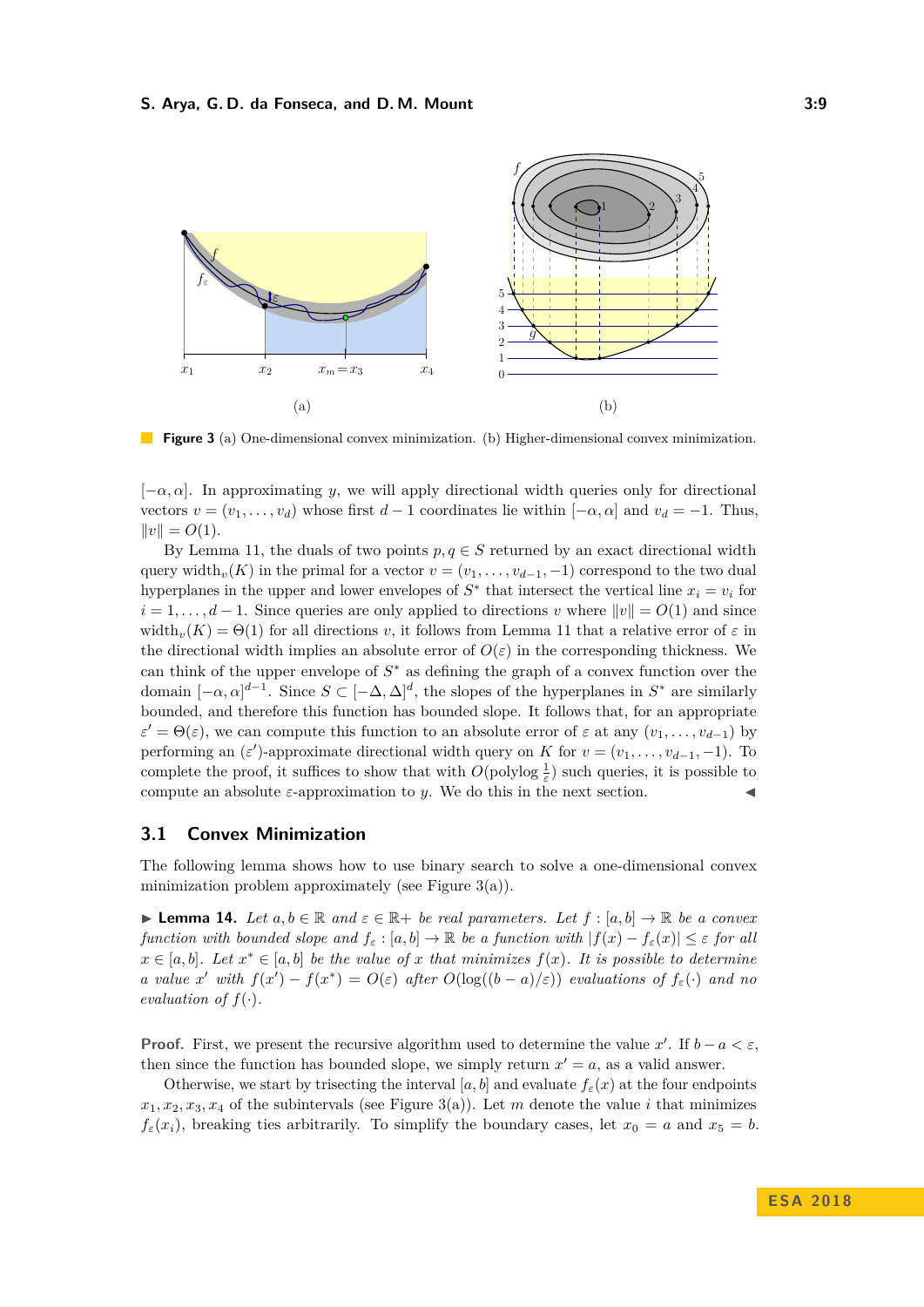$f$

$f_\varepsilon$

$\varepsilon$

$x_1$ $x_2$ $x_m = x_3$ $x_4$

(a)

$f$

1 2 3 4 5

5
4
3
2
1
0

$g$

(b)

**Figure 3** (a) One-dimensional convex minimization. (b) Higher-dimensional convex minimization.

$[-\alpha, \alpha]$. In approximating $y$, we will apply directional width queries only for directional vectors $v = (v_1, \ldots, v_d)$ whose first $d-1$ coordinates lie within $[-\alpha, \alpha]$ and $v_d = -1$. Thus, $\|v\| = O(1)$.

By Lemma 11, the duals of two points $p, q \in S$ returned by an exact directional width query $\text{width}_v(K)$ in the primal for a vector $v = (v_1, \ldots, v_{d-1}, -1)$ correspond to the two dual hyperplanes in the upper and lower envelopes of $S^*$ that intersect the vertical line $x_i = v_i$ for $i = 1, \ldots, d-1$. Since queries are only applied to directions $v$ where $\|v\| = O(1)$ and since $\text{width}_v(K) = \Theta(1)$ for all directions $v$, it follows from Lemma 11 that a relative error of $\varepsilon$ in the directional width implies an absolute error of $O(\varepsilon)$ in the corresponding thickness. We can think of the upper envelope of $S^*$ as defining the graph of a convex function over the domain $[-\alpha, \alpha]^{d-1}$. Since $S \subset [-\Delta, \Delta]^d$, the slopes of the hyperplanes in $S^*$ are similarly bounded, and therefore this function has bounded slope. It follows that, for an appropriate $\varepsilon' = \Theta(\varepsilon)$, we can compute this function to an absolute error of $\varepsilon$ at any $(v_1, \ldots, v_{d-1})$ by performing an $(\varepsilon')$-approximate directional width query on $K$ for $v = (v_1, \ldots, v_{d-1}, -1)$. To complete the proof, it suffices to show that with $O(\text{polylog}\, \frac{1}{\varepsilon})$ such queries, it is possible to compute an absolute $\varepsilon$-approximation to $y$. We do this in the next section. ◀

## 3.1 Convex Minimization

The following lemma shows how to use binary search to solve a one-dimensional convex minimization problem approximately (see Figure 3(a)).

▶ **Lemma 14.** *Let $a, b \in \mathbb{R}$ and $\varepsilon \in \mathbb{R}+$ be real parameters. Let $f : [a, b] \to \mathbb{R}$ be a convex function with bounded slope and $f_\varepsilon : [a, b] \to \mathbb{R}$ be a function with $|f(x) - f_\varepsilon(x)| \le \varepsilon$ for all $x \in [a, b]$. Let $x^* \in [a, b]$ be the value of $x$ that minimizes $f(x)$. It is possible to determine a value $x'$ with $f(x') - f(x^*) = O(\varepsilon)$ after $O(\log((b-a)/\varepsilon))$ evaluations of $f_\varepsilon(\cdot)$ and no evaluation of $f(\cdot)$.*

**Proof.** First, we present the recursive algorithm used to determine the value $x'$. If $b - a < \varepsilon$, then since the function has bounded slope, we simply return $x' = a$, as a valid answer.

Otherwise, we start by trisecting the interval $[a, b]$ and evaluate $f_\varepsilon(x)$ at the four endpoints $x_1, x_2, x_3, x_4$ of the subintervals (see Figure 3(a)). Let $m$ denote the value $i$ that minimizes $f_\varepsilon(x_i)$, breaking ties arbitrarily. To simplify the boundary cases, let $x_0 = a$ and $x_5 = b$.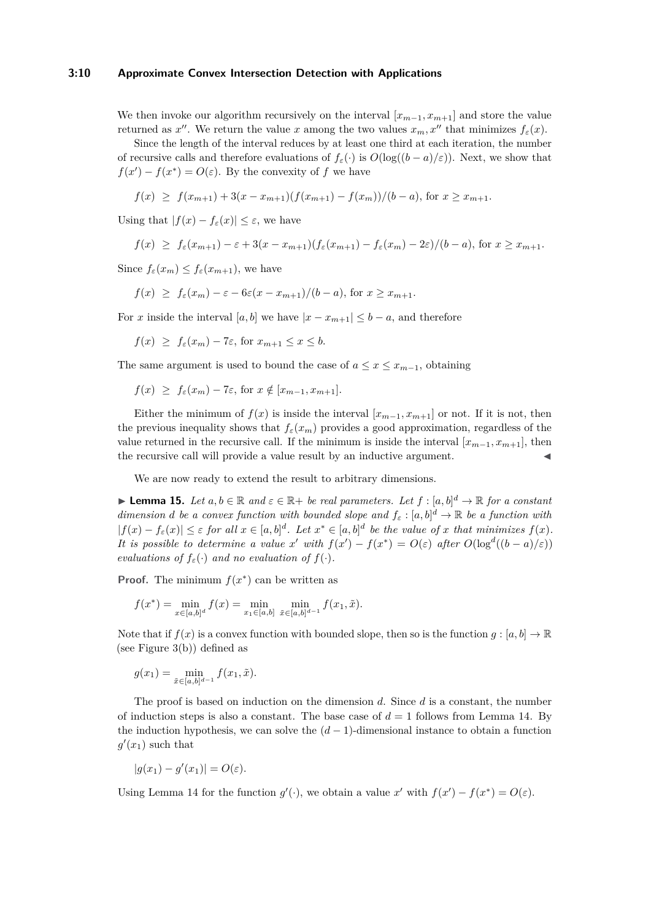We then invoke our algorithm recursively on the interval $[x_{m-1}, x_{m+1}]$ and store the value returned as $x''$. We return the value $x$ among the two values $x_m, x''$ that minimizes $f_\varepsilon(x)$.

Since the length of the interval reduces by at least one third at each iteration, the number of recursive calls and therefore evaluations of $f_\varepsilon(\cdot)$ is $O(\log((b-a)/\varepsilon))$. Next, we show that $f(x') - f(x^*) = O(\varepsilon)$. By the convexity of $f$ we have

$$f(x) \;\geq\; f(x_{m+1}) + 3(x - x_{m+1})(f(x_{m+1}) - f(x_m))/(b-a), \text{ for } x \geq x_{m+1}.$$

Using that $|f(x) - f_\varepsilon(x)| \leq \varepsilon$, we have

$$f(x) \;\geq\; f_\varepsilon(x_{m+1}) - \varepsilon + 3(x - x_{m+1})(f_\varepsilon(x_{m+1}) - f_\varepsilon(x_m) - 2\varepsilon)/(b-a), \text{ for } x \geq x_{m+1}.$$

Since $f_\varepsilon(x_m) \leq f_\varepsilon(x_{m+1})$, we have

$$f(x) \;\geq\; f_\varepsilon(x_m) - \varepsilon - 6\varepsilon(x - x_{m+1})/(b-a), \text{ for } x \geq x_{m+1}.$$

For $x$ inside the interval $[a, b]$ we have $|x - x_{m+1}| \leq b - a$, and therefore

$$f(x) \;\geq\; f_\varepsilon(x_m) - 7\varepsilon, \text{ for } x_{m+1} \leq x \leq b.$$

The same argument is used to bound the case of $a \leq x \leq x_{m-1}$, obtaining

$$f(x) \;\geq\; f_\varepsilon(x_m) - 7\varepsilon, \text{ for } x \notin [x_{m-1}, x_{m+1}].$$

Either the minimum of $f(x)$ is inside the interval $[x_{m-1}, x_{m+1}]$ or not. If it is not, then the previous inequality shows that $f_\varepsilon(x_m)$ provides a good approximation, regardless of the value returned in the recursive call. If the minimum is inside the interval $[x_{m-1}, x_{m+1}]$, then the recursive call will provide a value result by an inductive argument. ◀

We are now ready to extend the result to arbitrary dimensions.

▶ **Lemma 15.** *Let $a, b \in \mathbb{R}$ and $\varepsilon \in \mathbb{R}+$ be real parameters. Let $f : [a, b]^d \to \mathbb{R}$ for a constant dimension $d$ be a convex function with bounded slope and $f_\varepsilon : [a, b]^d \to \mathbb{R}$ be a function with $|f(x) - f_\varepsilon(x)| \leq \varepsilon$ for all $x \in [a, b]^d$. Let $x^* \in [a, b]^d$ be the value of $x$ that minimizes $f(x)$. It is possible to determine a value $x'$ with $f(x') - f(x^*) = O(\varepsilon)$ after $O(\log^d((b-a)/\varepsilon))$ evaluations of $f_\varepsilon(\cdot)$ and no evaluation of $f(\cdot)$.*

**Proof.** The minimum $f(x^*)$ can be written as

$$f(x^*) = \min_{x \in [a,b]^d} f(x) = \min_{x_1 \in [a,b]} \; \min_{\tilde{x} \in [a,b]^{d-1}} f(x_1, \tilde{x}).$$

Note that if $f(x)$ is a convex function with bounded slope, then so is the function $g : [a, b] \to \mathbb{R}$ (see Figure 3(b)) defined as

$$g(x_1) = \min_{\tilde{x} \in [a,b]^{d-1}} f(x_1, \tilde{x}).$$

The proof is based on induction on the dimension $d$. Since $d$ is a constant, the number of induction steps is also a constant. The base case of $d = 1$ follows from Lemma 14. By the induction hypothesis, we can solve the $(d-1)$-dimensional instance to obtain a function $g'(x_1)$ such that

$$|g(x_1) - g'(x_1)| = O(\varepsilon).$$

Using Lemma 14 for the function $g'(\cdot)$, we obtain a value $x'$ with $f(x') - f(x^*) = O(\varepsilon)$.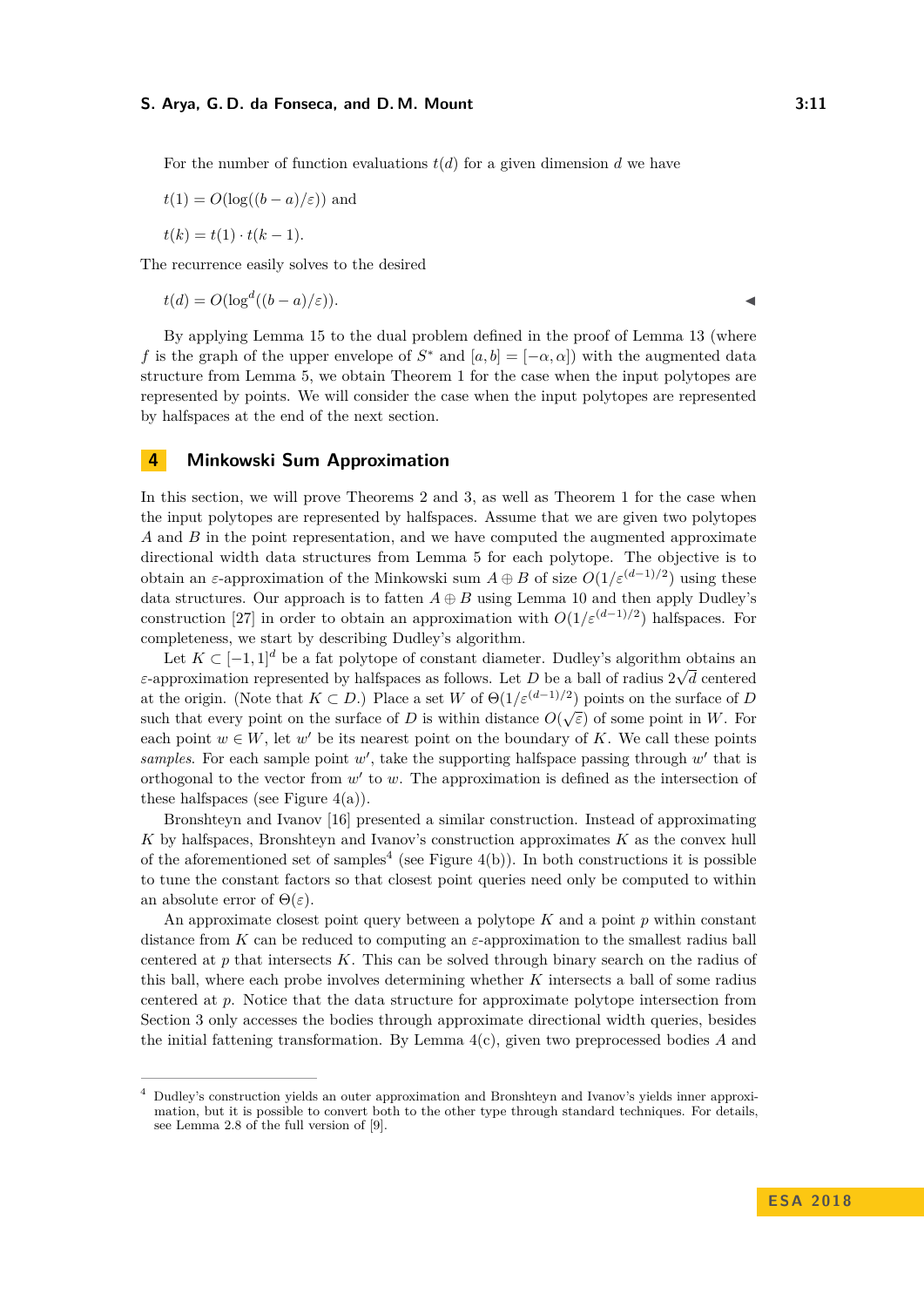For the number of function evaluations $t(d)$ for a given dimension $d$ we have

$t(1) = O(\log((b-a)/\varepsilon))$ and

$t(k) = t(1) \cdot t(k-1)$.

The recurrence easily solves to the desired

$t(d) = O(\log^d((b-a)/\varepsilon))$. ◀

By applying Lemma 15 to the dual problem defined in the proof of Lemma 13 (where $f$ is the graph of the upper envelope of $S^*$ and $[a,b] = [-\alpha, \alpha]$) with the augmented data structure from Lemma 5, we obtain Theorem 1 for the case when the input polytopes are represented by points. We will consider the case when the input polytopes are represented by halfspaces at the end of the next section.

## 4 Minkowski Sum Approximation

In this section, we will prove Theorems 2 and 3, as well as Theorem 1 for the case when the input polytopes are represented by halfspaces. Assume that we are given two polytopes $A$ and $B$ in the point representation, and we have computed the augmented approximate directional width data structures from Lemma 5 for each polytope. The objective is to obtain an $\varepsilon$-approximation of the Minkowski sum $A \oplus B$ of size $O(1/\varepsilon^{(d-1)/2})$ using these data structures. Our approach is to fatten $A \oplus B$ using Lemma 10 and then apply Dudley's construction [27] in order to obtain an approximation with $O(1/\varepsilon^{(d-1)/2})$ halfspaces. For completeness, we start by describing Dudley's algorithm.

Let $K \subset [-1,1]^d$ be a fat polytope of constant diameter. Dudley's algorithm obtains an $\varepsilon$-approximation represented by halfspaces as follows. Let $D$ be a ball of radius $2\sqrt{d}$ centered at the origin. (Note that $K \subset D$.) Place a set $W$ of $\Theta(1/\varepsilon^{(d-1)/2})$ points on the surface of $D$ such that every point on the surface of $D$ is within distance $O(\sqrt{\varepsilon})$ of some point in $W$. For each point $w \in W$, let $w'$ be its nearest point on the boundary of $K$. We call these points *samples*. For each sample point $w'$, take the supporting halfspace passing through $w'$ that is orthogonal to the vector from $w'$ to $w$. The approximation is defined as the intersection of these halfspaces (see Figure 4(a)).

Bronshteyn and Ivanov [16] presented a similar construction. Instead of approximating $K$ by halfspaces, Bronshteyn and Ivanov's construction approximates $K$ as the convex hull of the aforementioned set of samples[4] (see Figure 4(b)). In both constructions it is possible to tune the constant factors so that closest point queries need only be computed to within an absolute error of $\Theta(\varepsilon)$.

An approximate closest point query between a polytope $K$ and a point $p$ within constant distance from $K$ can be reduced to computing an $\varepsilon$-approximation to the smallest radius ball centered at $p$ that intersects $K$. This can be solved through binary search on the radius of this ball, where each probe involves determining whether $K$ intersects a ball of some radius centered at $p$. Notice that the data structure for approximate polytope intersection from Section 3 only accesses the bodies through approximate directional width queries, besides the initial fattening transformation. By Lemma 4(c), given two preprocessed bodies $A$ and

---

[4] Dudley's construction yields an outer approximation and Bronshteyn and Ivanov's yields inner approximation, but it is possible to convert both to the other type through standard techniques. For details, see Lemma 2.8 of the full version of [9].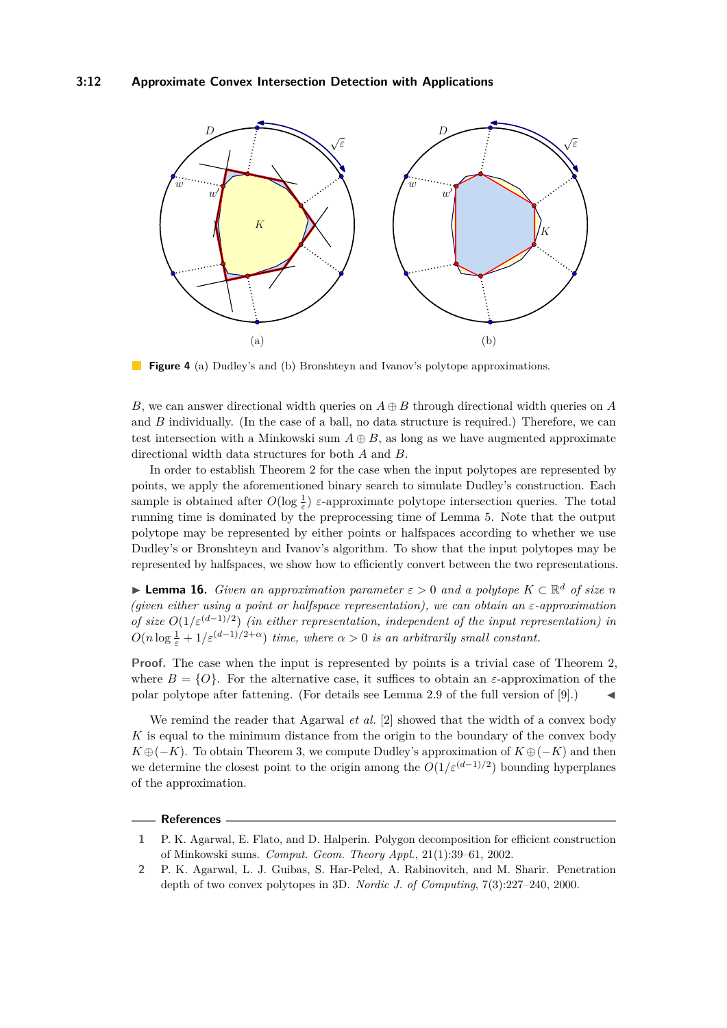D

$\sqrt{\varepsilon}$

$w$

$w'$

$K$

(a)

D

$\sqrt{\varepsilon}$

$w$

$w'$

$K$

(b)

**Figure 4** (a) Dudley's and (b) Bronshteyn and Ivanov's polytope approximations.

$B$, we can answer directional width queries on $A \oplus B$ through directional width queries on $A$ and $B$ individually. (In the case of a ball, no data structure is required.) Therefore, we can test intersection with a Minkowski sum $A \oplus B$, as long as we have augmented approximate directional width data structures for both $A$ and $B$.

In order to establish Theorem 2 for the case when the input polytopes are represented by points, we apply the aforementioned binary search to simulate Dudley's construction. Each sample is obtained after $O(\log \frac{1}{\varepsilon})$ $\varepsilon$-approximate polytope intersection queries. The total running time is dominated by the preprocessing time of Lemma 5. Note that the output polytope may be represented by either points or halfspaces according to whether we use Dudley's or Bronshteyn and Ivanov's algorithm. To show that the input polytopes may be represented by halfspaces, we show how to efficiently convert between the two representations.

▶ **Lemma 16.** *Given an approximation parameter $\varepsilon > 0$ and a polytope $K \subset \mathbb{R}^d$ of size $n$ (given either using a point or halfspace representation), we can obtain an $\varepsilon$-approximation of size $O(1/\varepsilon^{(d-1)/2})$ (in either representation, independent of the input representation) in $O(n \log \frac{1}{\varepsilon} + 1/\varepsilon^{(d-1)/2+\alpha})$ time, where $\alpha > 0$ is an arbitrarily small constant.*

**Proof.** The case when the input is represented by points is a trivial case of Theorem 2, where $B = \{O\}$. For the alternative case, it suffices to obtain an $\varepsilon$-approximation of the polar polytope after fattening. (For details see Lemma 2.9 of the full version of [9].) ◀

We remind the reader that Agarwal *et al.* [2] showed that the width of a convex body $K$ is equal to the minimum distance from the origin to the boundary of the convex body $K \oplus (-K)$. To obtain Theorem 3, we compute Dudley's approximation of $K \oplus (-K)$ and then we determine the closest point to the origin among the $O(1/\varepsilon^{(d-1)/2})$ bounding hyperplanes of the approximation.

## References

1. P. K. Agarwal, E. Flato, and D. Halperin. Polygon decomposition for efficient construction of Minkowski sums. *Comput. Geom. Theory Appl.*, 21(1):39–61, 2002.
2. P. K. Agarwal, L. J. Guibas, S. Har-Peled, A. Rabinovitch, and M. Sharir. Penetration depth of two convex polytopes in 3D. *Nordic J. of Computing*, 7(3):227–240, 2000.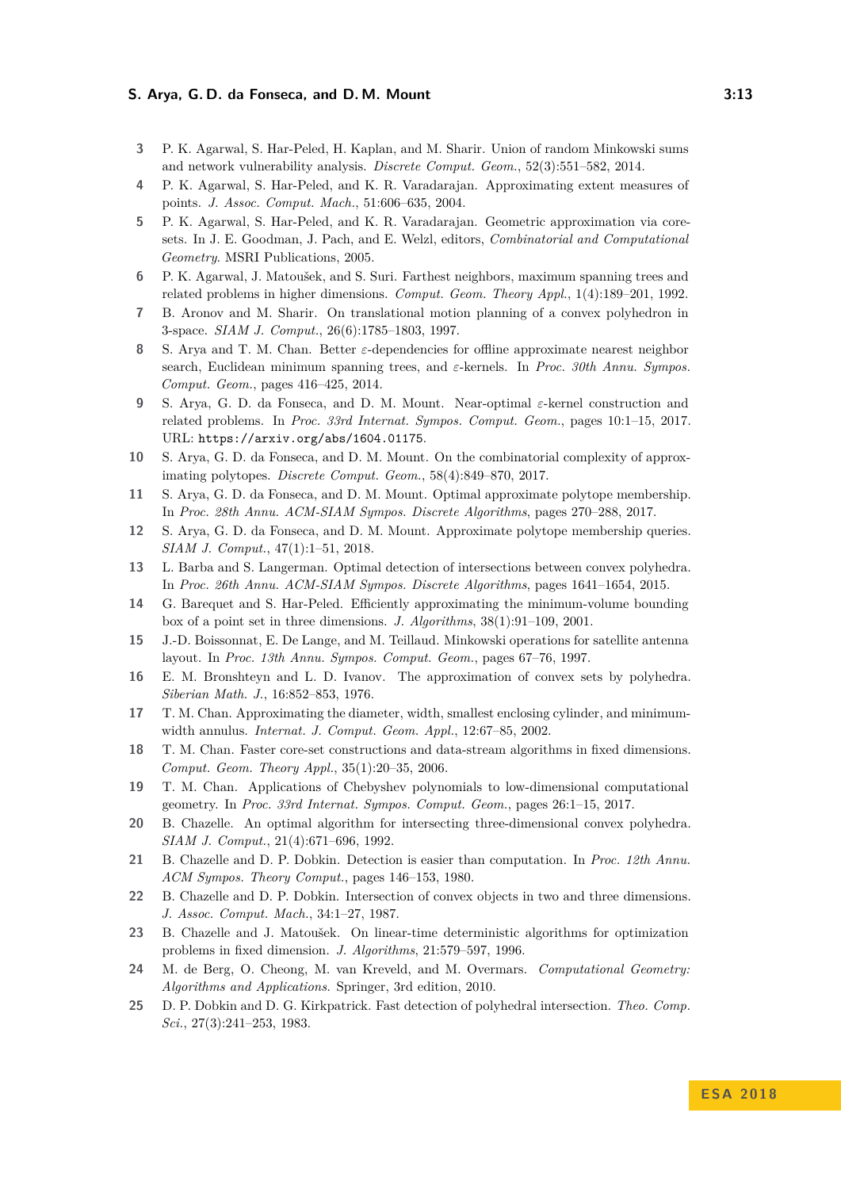3. P. K. Agarwal, S. Har-Peled, H. Kaplan, and M. Sharir. Union of random Minkowski sums and network vulnerability analysis. *Discrete Comput. Geom.*, 52(3):551–582, 2014.
4. P. K. Agarwal, S. Har-Peled, and K. R. Varadarajan. Approximating extent measures of points. *J. Assoc. Comput. Mach.*, 51:606–635, 2004.
5. P. K. Agarwal, S. Har-Peled, and K. R. Varadarajan. Geometric approximation via coresets. In J. E. Goodman, J. Pach, and E. Welzl, editors, *Combinatorial and Computational Geometry*. MSRI Publications, 2005.
6. P. K. Agarwal, J. Matoušek, and S. Suri. Farthest neighbors, maximum spanning trees and related problems in higher dimensions. *Comput. Geom. Theory Appl.*, 1(4):189–201, 1992.
7. B. Aronov and M. Sharir. On translational motion planning of a convex polyhedron in 3-space. *SIAM J. Comput.*, 26(6):1785–1803, 1997.
8. S. Arya and T. M. Chan. Better $\varepsilon$-dependencies for offline approximate nearest neighbor search, Euclidean minimum spanning trees, and $\varepsilon$-kernels. In *Proc. 30th Annu. Sympos. Comput. Geom.*, pages 416–425, 2014.
9. S. Arya, G. D. da Fonseca, and D. M. Mount. Near-optimal $\varepsilon$-kernel construction and related problems. In *Proc. 33rd Internat. Sympos. Comput. Geom.*, pages 10:1–15, 2017. URL: https://arxiv.org/abs/1604.01175.
10. S. Arya, G. D. da Fonseca, and D. M. Mount. On the combinatorial complexity of approximating polytopes. *Discrete Comput. Geom.*, 58(4):849–870, 2017.
11. S. Arya, G. D. da Fonseca, and D. M. Mount. Optimal approximate polytope membership. In *Proc. 28th Annu. ACM-SIAM Sympos. Discrete Algorithms*, pages 270–288, 2017.
12. S. Arya, G. D. da Fonseca, and D. M. Mount. Approximate polytope membership queries. *SIAM J. Comput.*, 47(1):1–51, 2018.
13. L. Barba and S. Langerman. Optimal detection of intersections between convex polyhedra. In *Proc. 26th Annu. ACM-SIAM Sympos. Discrete Algorithms*, pages 1641–1654, 2015.
14. G. Barequet and S. Har-Peled. Efficiently approximating the minimum-volume bounding box of a point set in three dimensions. *J. Algorithms*, 38(1):91–109, 2001.
15. J.-D. Boissonnat, E. De Lange, and M. Teillaud. Minkowski operations for satellite antenna layout. In *Proc. 13th Annu. Sympos. Comput. Geom.*, pages 67–76, 1997.
16. E. M. Bronshteyn and L. D. Ivanov. The approximation of convex sets by polyhedra. *Siberian Math. J.*, 16:852–853, 1976.
17. T. M. Chan. Approximating the diameter, width, smallest enclosing cylinder, and minimum-width annulus. *Internat. J. Comput. Geom. Appl.*, 12:67–85, 2002.
18. T. M. Chan. Faster core-set constructions and data-stream algorithms in fixed dimensions. *Comput. Geom. Theory Appl.*, 35(1):20–35, 2006.
19. T. M. Chan. Applications of Chebyshev polynomials to low-dimensional computational geometry. In *Proc. 33rd Internat. Sympos. Comput. Geom.*, pages 26:1–15, 2017.
20. B. Chazelle. An optimal algorithm for intersecting three-dimensional convex polyhedra. *SIAM J. Comput.*, 21(4):671–696, 1992.
21. B. Chazelle and D. P. Dobkin. Detection is easier than computation. In *Proc. 12th Annu. ACM Sympos. Theory Comput.*, pages 146–153, 1980.
22. B. Chazelle and D. P. Dobkin. Intersection of convex objects in two and three dimensions. *J. Assoc. Comput. Mach.*, 34:1–27, 1987.
23. B. Chazelle and J. Matoušek. On linear-time deterministic algorithms for optimization problems in fixed dimension. *J. Algorithms*, 21:579–597, 1996.
24. M. de Berg, O. Cheong, M. van Kreveld, and M. Overmars. *Computational Geometry: Algorithms and Applications*. Springer, 3rd edition, 2010.
25. D. P. Dobkin and D. G. Kirkpatrick. Fast detection of polyhedral intersection. *Theo. Comp. Sci.*, 27(3):241–253, 1983.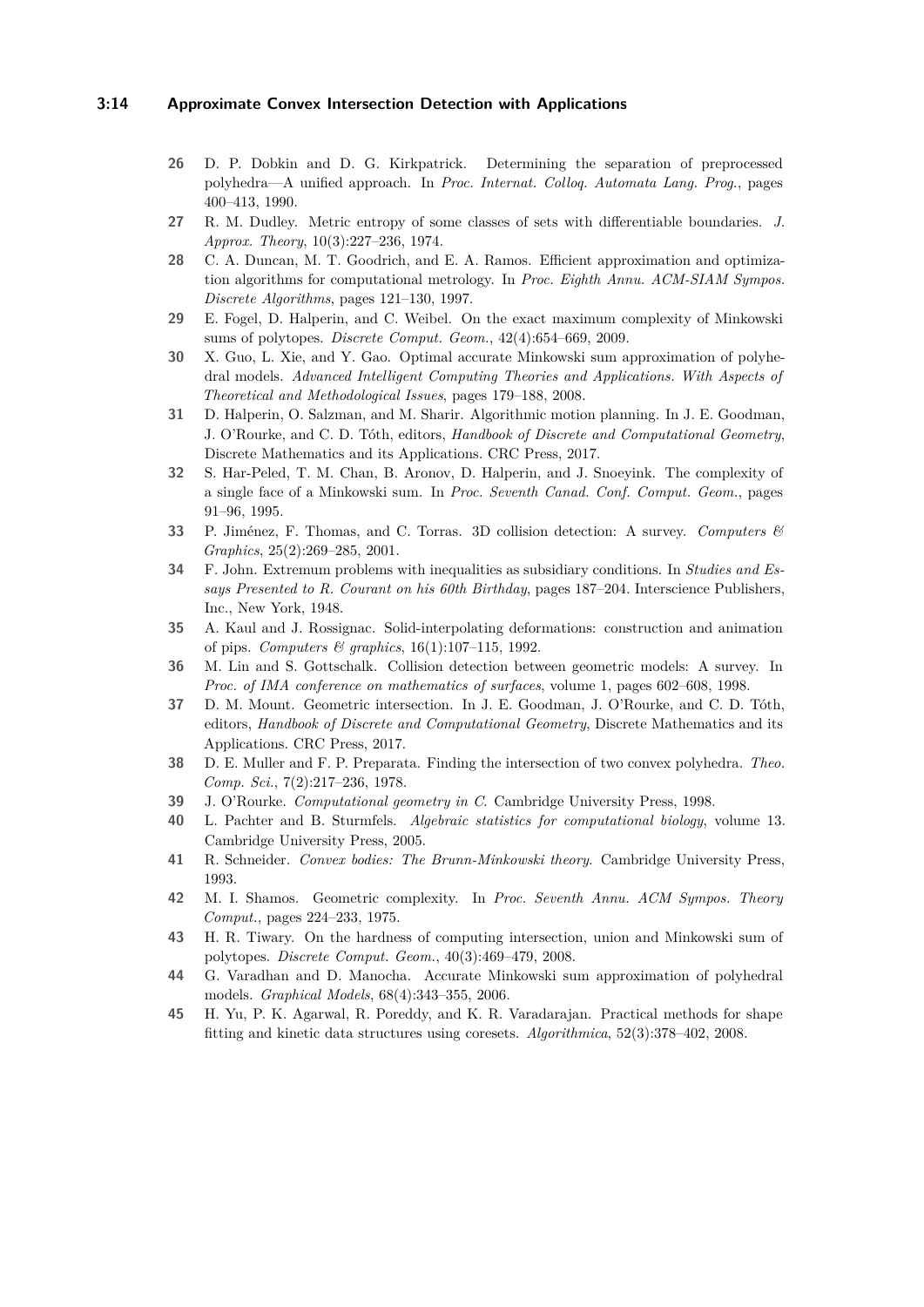26 D. P. Dobkin and D. G. Kirkpatrick. Determining the separation of preprocessed polyhedra—A unified approach. In *Proc. Internat. Colloq. Automata Lang. Prog.*, pages 400–413, 1990.

27 R. M. Dudley. Metric entropy of some classes of sets with differentiable boundaries. *J. Approx. Theory*, 10(3):227–236, 1974.

28 C. A. Duncan, M. T. Goodrich, and E. A. Ramos. Efficient approximation and optimization algorithms for computational metrology. In *Proc. Eighth Annu. ACM-SIAM Sympos. Discrete Algorithms*, pages 121–130, 1997.

29 E. Fogel, D. Halperin, and C. Weibel. On the exact maximum complexity of Minkowski sums of polytopes. *Discrete Comput. Geom.*, 42(4):654–669, 2009.

30 X. Guo, L. Xie, and Y. Gao. Optimal accurate Minkowski sum approximation of polyhedral models. *Advanced Intelligent Computing Theories and Applications. With Aspects of Theoretical and Methodological Issues*, pages 179–188, 2008.

31 D. Halperin, O. Salzman, and M. Sharir. Algorithmic motion planning. In J. E. Goodman, J. O'Rourke, and C. D. Tóth, editors, *Handbook of Discrete and Computational Geometry*, Discrete Mathematics and its Applications. CRC Press, 2017.

32 S. Har-Peled, T. M. Chan, B. Aronov, D. Halperin, and J. Snoeyink. The complexity of a single face of a Minkowski sum. In *Proc. Seventh Canad. Conf. Comput. Geom.*, pages 91–96, 1995.

33 P. Jiménez, F. Thomas, and C. Torras. 3D collision detection: A survey. *Computers & Graphics*, 25(2):269–285, 2001.

34 F. John. Extremum problems with inequalities as subsidiary conditions. In *Studies and Essays Presented to R. Courant on his 60th Birthday*, pages 187–204. Interscience Publishers, Inc., New York, 1948.

35 A. Kaul and J. Rossignac. Solid-interpolating deformations: construction and animation of pips. *Computers & graphics*, 16(1):107–115, 1992.

36 M. Lin and S. Gottschalk. Collision detection between geometric models: A survey. In *Proc. of IMA conference on mathematics of surfaces*, volume 1, pages 602–608, 1998.

37 D. M. Mount. Geometric intersection. In J. E. Goodman, J. O'Rourke, and C. D. Tóth, editors, *Handbook of Discrete and Computational Geometry*, Discrete Mathematics and its Applications. CRC Press, 2017.

38 D. E. Muller and F. P. Preparata. Finding the intersection of two convex polyhedra. *Theo. Comp. Sci.*, 7(2):217–236, 1978.

39 J. O'Rourke. *Computational geometry in C.* Cambridge University Press, 1998.

40 L. Pachter and B. Sturmfels. *Algebraic statistics for computational biology*, volume 13. Cambridge University Press, 2005.

41 R. Schneider. *Convex bodies: The Brunn-Minkowski theory.* Cambridge University Press, 1993.

42 M. I. Shamos. Geometric complexity. In *Proc. Seventh Annu. ACM Sympos. Theory Comput.*, pages 224–233, 1975.

43 H. R. Tiwary. On the hardness of computing intersection, union and Minkowski sum of polytopes. *Discrete Comput. Geom.*, 40(3):469–479, 2008.

44 G. Varadhan and D. Manocha. Accurate Minkowski sum approximation of polyhedral models. *Graphical Models*, 68(4):343–355, 2006.

45 H. Yu, P. K. Agarwal, R. Poreddy, and K. R. Varadarajan. Practical methods for shape fitting and kinetic data structures using coresets. *Algorithmica*, 52(3):378–402, 2008.